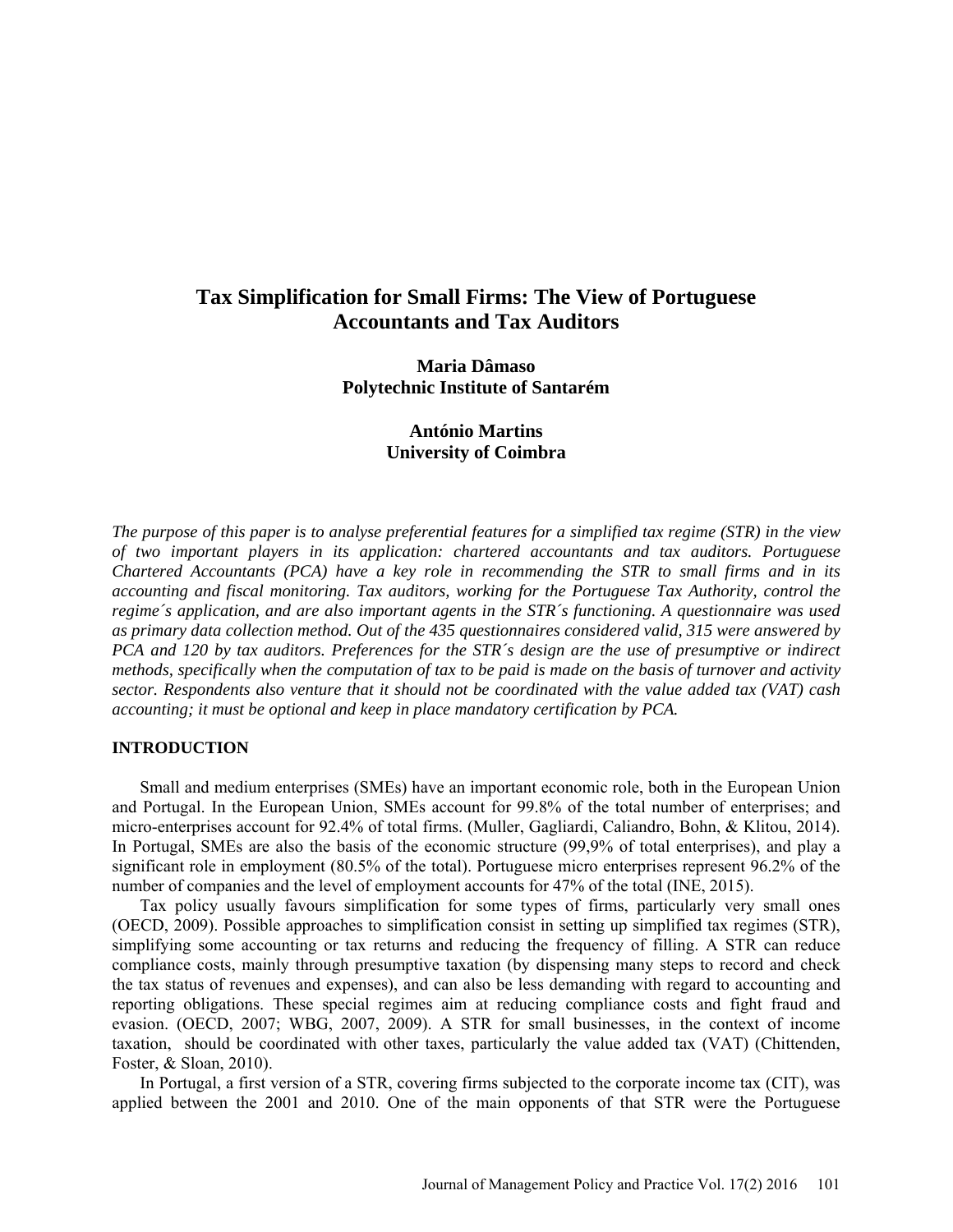# Tax Simplification for Small Firms: The View of Portuguese Accountants and Tax Auditors

**Maria Dâmaso**
**Polytechnic Institute of Santarém**

**António Martins**
**University of Coimbra**

*The purpose of this paper is to analyse preferential features for a simplified tax regime (STR) in the view of two important players in its application: chartered accountants and tax auditors. Portuguese Chartered Accountants (PCA) have a key role in recommending the STR to small firms and in its accounting and fiscal monitoring. Tax auditors, working for the Portuguese Tax Authority, control the regime´s application, and are also important agents in the STR´s functioning. A questionnaire was used as primary data collection method. Out of the 435 questionnaires considered valid, 315 were answered by PCA and 120 by tax auditors. Preferences for the STR´s design are the use of presumptive or indirect methods, specifically when the computation of tax to be paid is made on the basis of turnover and activity sector. Respondents also venture that it should not be coordinated with the value added tax (VAT) cash accounting; it must be optional and keep in place mandatory certification by PCA.*

## INTRODUCTION

Small and medium enterprises (SMEs) have an important economic role, both in the European Union and Portugal. In the European Union, SMEs account for 99.8% of the total number of enterprises; and micro-enterprises account for 92.4% of total firms. (Muller, Gagliardi, Caliandro, Bohn, & Klitou, 2014). In Portugal, SMEs are also the basis of the economic structure (99,9% of total enterprises), and play a significant role in employment (80.5% of the total). Portuguese micro enterprises represent 96.2% of the number of companies and the level of employment accounts for 47% of the total (INE, 2015).

Tax policy usually favours simplification for some types of firms, particularly very small ones (OECD, 2009). Possible approaches to simplification consist in setting up simplified tax regimes (STR), simplifying some accounting or tax returns and reducing the frequency of filling. A STR can reduce compliance costs, mainly through presumptive taxation (by dispensing many steps to record and check the tax status of revenues and expenses), and can also be less demanding with regard to accounting and reporting obligations. These special regimes aim at reducing compliance costs and fight fraud and evasion. (OECD, 2007; WBG, 2007, 2009). A STR for small businesses, in the context of income taxation, should be coordinated with other taxes, particularly the value added tax (VAT) (Chittenden, Foster, & Sloan, 2010).

In Portugal, a first version of a STR, covering firms subjected to the corporate income tax (CIT), was applied between the 2001 and 2010. One of the main opponents of that STR were the Portuguese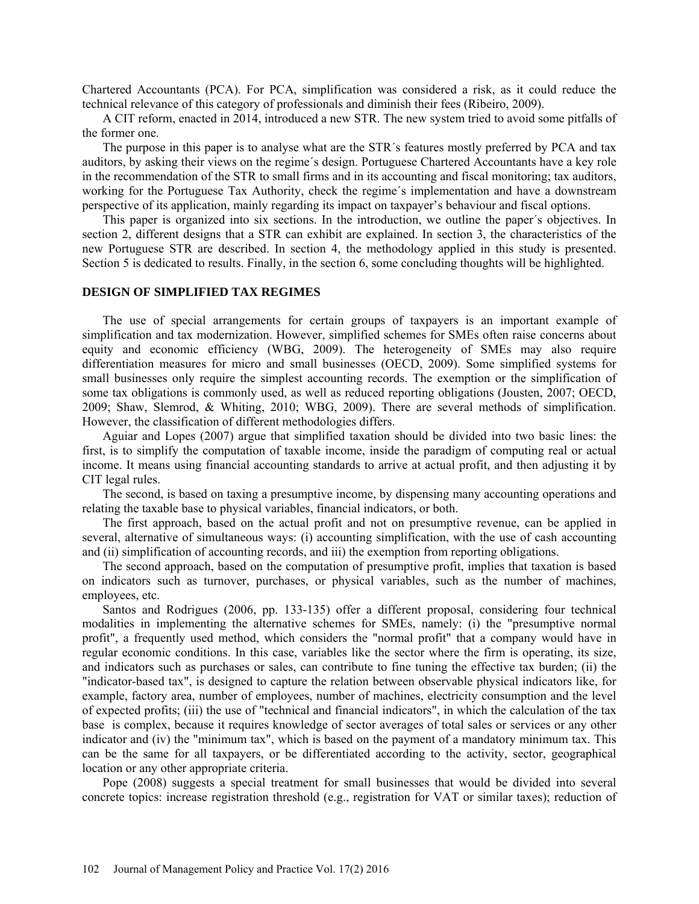Chartered Accountants (PCA). For PCA, simplification was considered a risk, as it could reduce the technical relevance of this category of professionals and diminish their fees (Ribeiro, 2009).

A CIT reform, enacted in 2014, introduced a new STR. The new system tried to avoid some pitfalls of the former one.

The purpose in this paper is to analyse what are the STR´s features mostly preferred by PCA and tax auditors, by asking their views on the regime´s design. Portuguese Chartered Accountants have a key role in the recommendation of the STR to small firms and in its accounting and fiscal monitoring; tax auditors, working for the Portuguese Tax Authority, check the regime´s implementation and have a downstream perspective of its application, mainly regarding its impact on taxpayer's behaviour and fiscal options.

This paper is organized into six sections. In the introduction, we outline the paper´s objectives. In section 2, different designs that a STR can exhibit are explained. In section 3, the characteristics of the new Portuguese STR are described. In section 4, the methodology applied in this study is presented. Section 5 is dedicated to results. Finally, in the section 6, some concluding thoughts will be highlighted.

## DESIGN OF SIMPLIFIED TAX REGIMES

The use of special arrangements for certain groups of taxpayers is an important example of simplification and tax modernization. However, simplified schemes for SMEs often raise concerns about equity and economic efficiency (WBG, 2009). The heterogeneity of SMEs may also require differentiation measures for micro and small businesses (OECD, 2009). Some simplified systems for small businesses only require the simplest accounting records. The exemption or the simplification of some tax obligations is commonly used, as well as reduced reporting obligations (Jousten, 2007; OECD, 2009; Shaw, Slemrod, & Whiting, 2010; WBG, 2009). There are several methods of simplification. However, the classification of different methodologies differs.

Aguiar and Lopes (2007) argue that simplified taxation should be divided into two basic lines: the first, is to simplify the computation of taxable income, inside the paradigm of computing real or actual income. It means using financial accounting standards to arrive at actual profit, and then adjusting it by CIT legal rules.

The second, is based on taxing a presumptive income, by dispensing many accounting operations and relating the taxable base to physical variables, financial indicators, or both.

The first approach, based on the actual profit and not on presumptive revenue, can be applied in several, alternative of simultaneous ways: (i) accounting simplification, with the use of cash accounting and (ii) simplification of accounting records, and iii) the exemption from reporting obligations.

The second approach, based on the computation of presumptive profit, implies that taxation is based on indicators such as turnover, purchases, or physical variables, such as the number of machines, employees, etc.

Santos and Rodrigues (2006, pp. 133-135) offer a different proposal, considering four technical modalities in implementing the alternative schemes for SMEs, namely: (i) the "presumptive normal profit", a frequently used method, which considers the "normal profit" that a company would have in regular economic conditions. In this case, variables like the sector where the firm is operating, its size, and indicators such as purchases or sales, can contribute to fine tuning the effective tax burden; (ii) the "indicator-based tax", is designed to capture the relation between observable physical indicators like, for example, factory area, number of employees, number of machines, electricity consumption and the level of expected profits; (iii) the use of "technical and financial indicators", in which the calculation of the tax base is complex, because it requires knowledge of sector averages of total sales or services or any other indicator and (iv) the "minimum tax", which is based on the payment of a mandatory minimum tax. This can be the same for all taxpayers, or be differentiated according to the activity, sector, geographical location or any other appropriate criteria.

Pope (2008) suggests a special treatment for small businesses that would be divided into several concrete topics: increase registration threshold (e.g., registration for VAT or similar taxes); reduction of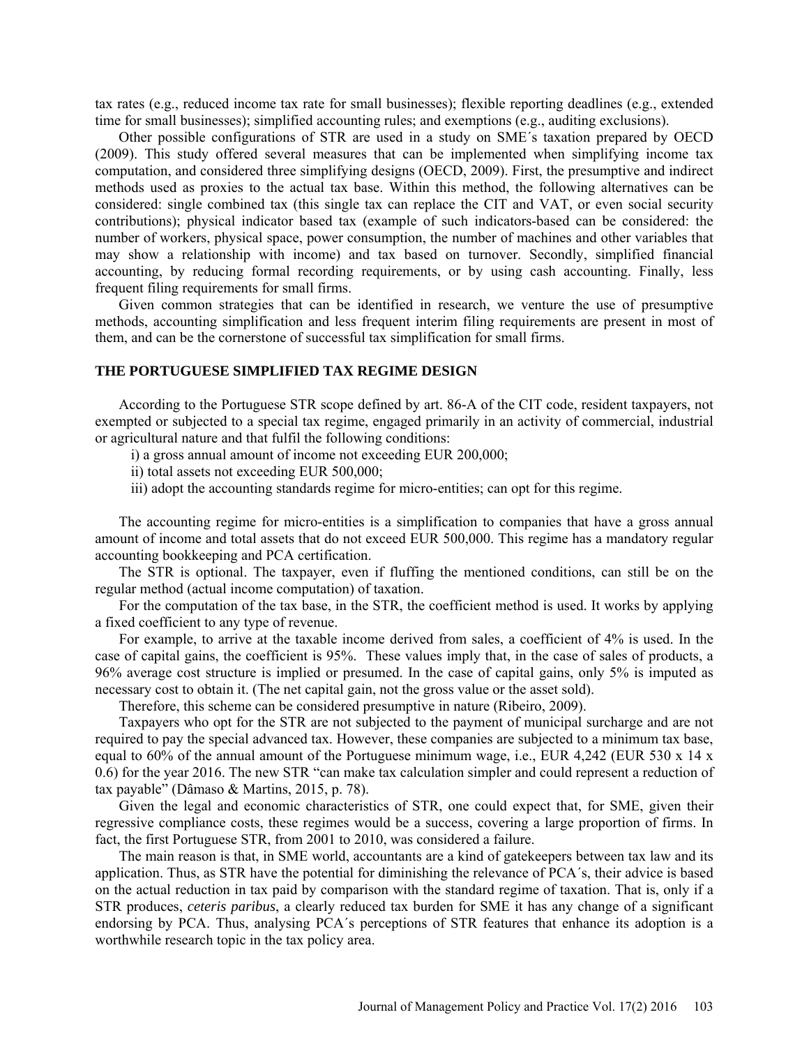tax rates (e.g., reduced income tax rate for small businesses); flexible reporting deadlines (e.g., extended time for small businesses); simplified accounting rules; and exemptions (e.g., auditing exclusions).

Other possible configurations of STR are used in a study on SME´s taxation prepared by OECD (2009). This study offered several measures that can be implemented when simplifying income tax computation, and considered three simplifying designs (OECD, 2009). First, the presumptive and indirect methods used as proxies to the actual tax base. Within this method, the following alternatives can be considered: single combined tax (this single tax can replace the CIT and VAT, or even social security contributions); physical indicator based tax (example of such indicators-based can be considered: the number of workers, physical space, power consumption, the number of machines and other variables that may show a relationship with income) and tax based on turnover. Secondly, simplified financial accounting, by reducing formal recording requirements, or by using cash accounting. Finally, less frequent filing requirements for small firms.

Given common strategies that can be identified in research, we venture the use of presumptive methods, accounting simplification and less frequent interim filing requirements are present in most of them, and can be the cornerstone of successful tax simplification for small firms.

## THE PORTUGUESE SIMPLIFIED TAX REGIME DESIGN

According to the Portuguese STR scope defined by art. 86-A of the CIT code, resident taxpayers, not exempted or subjected to a special tax regime, engaged primarily in an activity of commercial, industrial or agricultural nature and that fulfil the following conditions:

i) a gross annual amount of income not exceeding EUR 200,000;
ii) total assets not exceeding EUR 500,000;
iii) adopt the accounting standards regime for micro-entities; can opt for this regime.

The accounting regime for micro-entities is a simplification to companies that have a gross annual amount of income and total assets that do not exceed EUR 500,000. This regime has a mandatory regular accounting bookkeeping and PCA certification.

The STR is optional. The taxpayer, even if fluffing the mentioned conditions, can still be on the regular method (actual income computation) of taxation.

For the computation of the tax base, in the STR, the coefficient method is used. It works by applying a fixed coefficient to any type of revenue.

For example, to arrive at the taxable income derived from sales, a coefficient of 4% is used. In the case of capital gains, the coefficient is 95%. These values imply that, in the case of sales of products, a 96% average cost structure is implied or presumed. In the case of capital gains, only 5% is imputed as necessary cost to obtain it. (The net capital gain, not the gross value or the asset sold).

Therefore, this scheme can be considered presumptive in nature (Ribeiro, 2009).

Taxpayers who opt for the STR are not subjected to the payment of municipal surcharge and are not required to pay the special advanced tax. However, these companies are subjected to a minimum tax base, equal to 60% of the annual amount of the Portuguese minimum wage, i.e., EUR 4,242 (EUR 530 x 14 x 0.6) for the year 2016. The new STR "can make tax calculation simpler and could represent a reduction of tax payable" (Dâmaso & Martins, 2015, p. 78).

Given the legal and economic characteristics of STR, one could expect that, for SME, given their regressive compliance costs, these regimes would be a success, covering a large proportion of firms. In fact, the first Portuguese STR, from 2001 to 2010, was considered a failure.

The main reason is that, in SME world, accountants are a kind of gatekeepers between tax law and its application. Thus, as STR have the potential for diminishing the relevance of PCA´s, their advice is based on the actual reduction in tax paid by comparison with the standard regime of taxation. That is, only if a STR produces, *ceteris paribus*, a clearly reduced tax burden for SME it has any change of a significant endorsing by PCA. Thus, analysing PCA´s perceptions of STR features that enhance its adoption is a worthwhile research topic in the tax policy area.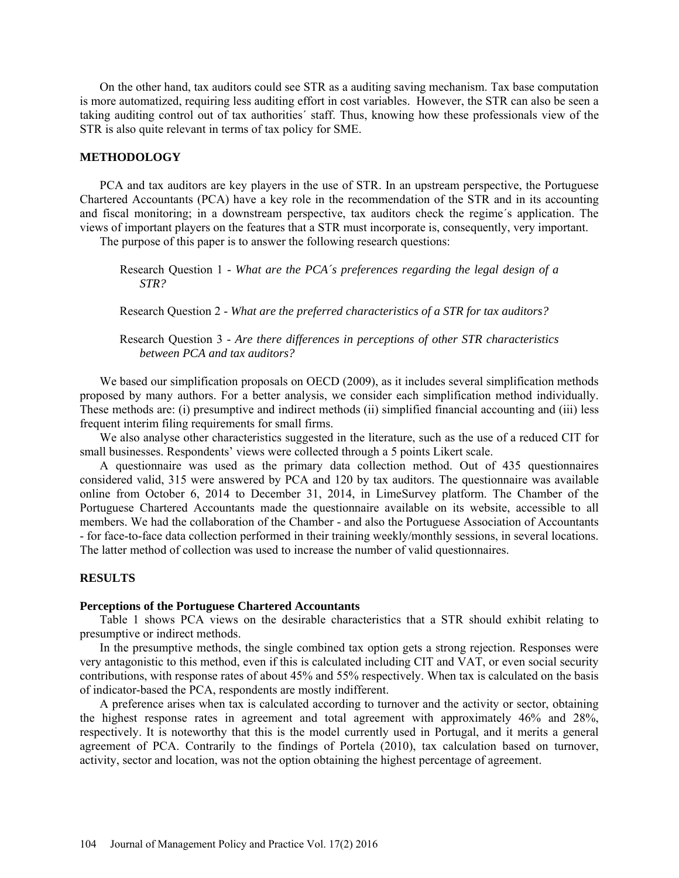On the other hand, tax auditors could see STR as a auditing saving mechanism. Tax base computation is more automatized, requiring less auditing effort in cost variables. However, the STR can also be seen a taking auditing control out of tax authorities´ staff. Thus, knowing how these professionals view of the STR is also quite relevant in terms of tax policy for SME.

## METHODOLOGY

PCA and tax auditors are key players in the use of STR. In an upstream perspective, the Portuguese Chartered Accountants (PCA) have a key role in the recommendation of the STR and in its accounting and fiscal monitoring; in a downstream perspective, tax auditors check the regime´s application. The views of important players on the features that a STR must incorporate is, consequently, very important.

The purpose of this paper is to answer the following research questions:

Research Question 1 - *What are the PCA´s preferences regarding the legal design of a STR?*

Research Question 2 - *What are the preferred characteristics of a STR for tax auditors?*

Research Question 3 - *Are there differences in perceptions of other STR characteristics between PCA and tax auditors?*

We based our simplification proposals on OECD (2009), as it includes several simplification methods proposed by many authors. For a better analysis, we consider each simplification method individually. These methods are: (i) presumptive and indirect methods (ii) simplified financial accounting and (iii) less frequent interim filing requirements for small firms.

We also analyse other characteristics suggested in the literature, such as the use of a reduced CIT for small businesses. Respondents' views were collected through a 5 points Likert scale.

A questionnaire was used as the primary data collection method. Out of 435 questionnaires considered valid, 315 were answered by PCA and 120 by tax auditors. The questionnaire was available online from October 6, 2014 to December 31, 2014, in LimeSurvey platform. The Chamber of the Portuguese Chartered Accountants made the questionnaire available on its website, accessible to all members. We had the collaboration of the Chamber - and also the Portuguese Association of Accountants - for face-to-face data collection performed in their training weekly/monthly sessions, in several locations. The latter method of collection was used to increase the number of valid questionnaires.

## RESULTS

### Perceptions of the Portuguese Chartered Accountants

Table 1 shows PCA views on the desirable characteristics that a STR should exhibit relating to presumptive or indirect methods.

In the presumptive methods, the single combined tax option gets a strong rejection. Responses were very antagonistic to this method, even if this is calculated including CIT and VAT, or even social security contributions, with response rates of about 45% and 55% respectively. When tax is calculated on the basis of indicator-based the PCA, respondents are mostly indifferent.

A preference arises when tax is calculated according to turnover and the activity or sector, obtaining the highest response rates in agreement and total agreement with approximately 46% and 28%, respectively. It is noteworthy that this is the model currently used in Portugal, and it merits a general agreement of PCA. Contrarily to the findings of Portela (2010), tax calculation based on turnover, activity, sector and location, was not the option obtaining the highest percentage of agreement.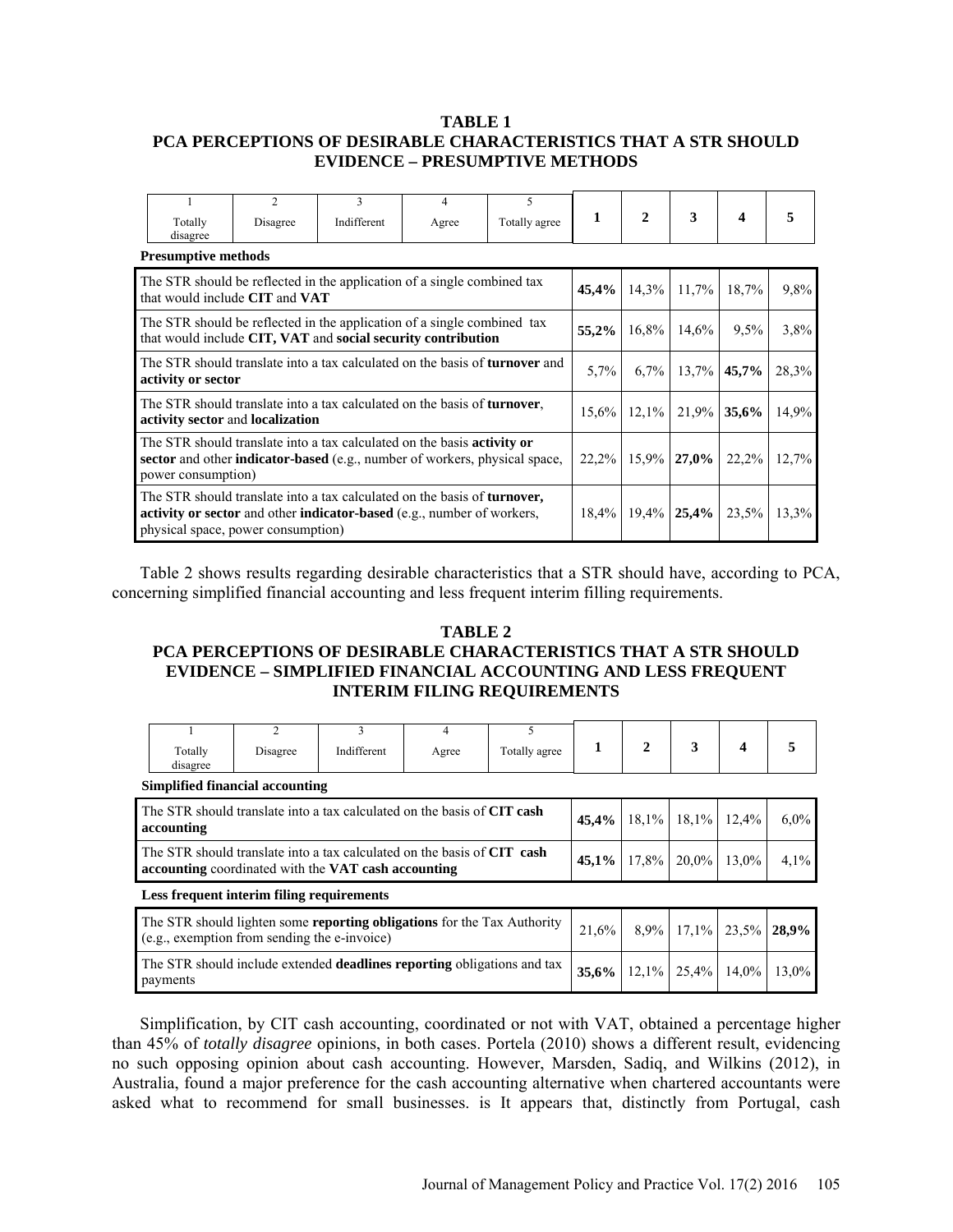**TABLE 1**
**PCA PERCEPTIONS OF DESIRABLE CHARACTERISTICS THAT A STR SHOULD EVIDENCE – PRESUMPTIVE METHODS**

| 1 Totally disagree · 2 Disagree · 3 Indifferent · 4 Agree · 5 Totally agree | 1 | 2 | 3 | 4 | 5 |
|---|---|---|---|---|---|
| **Presumptive methods** | | | | | |
| The STR should be reflected in the application of a single combined tax that would include **CIT** and **VAT** | **45,4%** | 14,3% | 11,7% | 18,7% | 9,8% |
| The STR should be reflected in the application of a single combined tax that would include **CIT, VAT** and **social security contribution** | **55,2%** | 16,8% | 14,6% | 9,5% | 3,8% |
| The STR should translate into a tax calculated on the basis of **turnover** and **activity or sector** | 5,7% | 6,7% | 13,7% | **45,7%** | 28,3% |
| The STR should translate into a tax calculated on the basis of **turnover**, **activity sector** and **localization** | 15,6% | 12,1% | 21,9% | **35,6%** | 14,9% |
| The STR should translate into a tax calculated on the basis **activity or sector** and other **indicator-based** (e.g., number of workers, physical space, power consumption) | 22,2% | 15,9% | **27,0%** | 22,2% | 12,7% |
| The STR should translate into a tax calculated on the basis of **turnover, activity or sector** and other **indicator-based** (e.g., number of workers, physical space, power consumption) | 18,4% | 19,4% | **25,4%** | 23,5% | 13,3% |

Table 2 shows results regarding desirable characteristics that a STR should have, according to PCA, concerning simplified financial accounting and less frequent interim filling requirements.

**TABLE 2**
**PCA PERCEPTIONS OF DESIRABLE CHARACTERISTICS THAT A STR SHOULD EVIDENCE – SIMPLIFIED FINANCIAL ACCOUNTING AND LESS FREQUENT INTERIM FILING REQUIREMENTS**

| 1 Totally disagree · 2 Disagree · 3 Indifferent · 4 Agree · 5 Totally agree | 1 | 2 | 3 | 4 | 5 |
|---|---|---|---|---|---|
| **Simplified financial accounting** | | | | | |
| The STR should translate into a tax calculated on the basis of **CIT cash accounting** | **45,4%** | 18,1% | 18,1% | 12,4% | 6,0% |
| The STR should translate into a tax calculated on the basis of **CIT cash accounting** coordinated with the **VAT cash accounting** | **45,1%** | 17,8% | 20,0% | 13,0% | 4,1% |
| **Less frequent interim filing requirements** | | | | | |
| The STR should lighten some **reporting obligations** for the Tax Authority (e.g., exemption from sending the e-invoice) | 21,6% | 8,9% | 17,1% | 23,5% | **28,9%** |
| The STR should include extended **deadlines reporting** obligations and tax payments | **35,6%** | 12,1% | 25,4% | 14,0% | 13,0% |

Simplification, by CIT cash accounting, coordinated or not with VAT, obtained a percentage higher than 45% of *totally disagree* opinions, in both cases. Portela (2010) shows a different result, evidencing no such opposing opinion about cash accounting. However, Marsden, Sadiq, and Wilkins (2012), in Australia, found a major preference for the cash accounting alternative when chartered accountants were asked what to recommend for small businesses. is It appears that, distinctly from Portugal, cash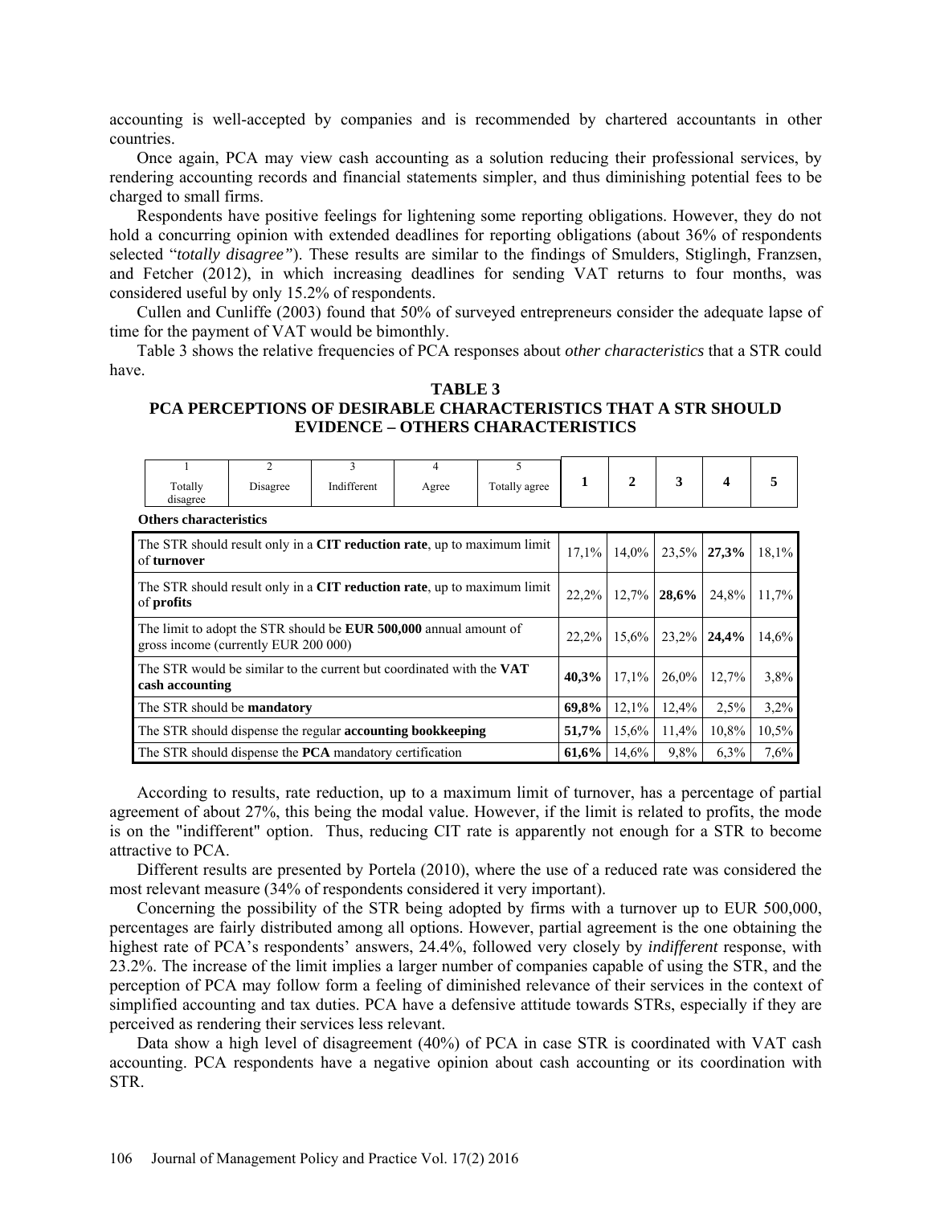accounting is well-accepted by companies and is recommended by chartered accountants in other countries.

Once again, PCA may view cash accounting as a solution reducing their professional services, by rendering accounting records and financial statements simpler, and thus diminishing potential fees to be charged to small firms.

Respondents have positive feelings for lightening some reporting obligations. However, they do not hold a concurring opinion with extended deadlines for reporting obligations (about 36% of respondents selected "*totally disagree"*). These results are similar to the findings of Smulders, Stiglingh, Franzsen, and Fetcher (2012), in which increasing deadlines for sending VAT returns to four months, was considered useful by only 15.2% of respondents.

Cullen and Cunliffe (2003) found that 50% of surveyed entrepreneurs consider the adequate lapse of time for the payment of VAT would be bimonthly.

Table 3 shows the relative frequencies of PCA responses about *other characteristics* that a STR could have.

**TABLE 3**
**PCA PERCEPTIONS OF DESIRABLE CHARACTERISTICS THAT A STR SHOULD EVIDENCE – OTHERS CHARACTERISTICS**

1 = Totally disagree; 2 = Disagree; 3 = Indifferent; 4 = Agree; 5 = Totally agree

| Others characteristics | 1 | 2 | 3 | 4 | 5 |
|---|---|---|---|---|---|
| The STR should result only in a **CIT reduction rate**, up to maximum limit of **turnover** | 17,1% | 14,0% | 23,5% | **27,3%** | 18,1% |
| The STR should result only in a **CIT reduction rate**, up to maximum limit of **profits** | 22,2% | 12,7% | **28,6%** | 24,8% | 11,7% |
| The limit to adopt the STR should be **EUR 500,000** annual amount of gross income (currently EUR 200 000) | 22,2% | 15,6% | 23,2% | **24,4%** | 14,6% |
| The STR would be similar to the current but coordinated with the **VAT cash accounting** | **40,3%** | 17,1% | 26,0% | 12,7% | 3,8% |
| The STR should be **mandatory** | **69,8%** | 12,1% | 12,4% | 2,5% | 3,2% |
| The STR should dispense the regular **accounting bookkeeping** | **51,7%** | 15,6% | 11,4% | 10,8% | 10,5% |
| The STR should dispense the **PCA** mandatory certification | **61,6%** | 14,6% | 9,8% | 6,3% | 7,6% |

According to results, rate reduction, up to a maximum limit of turnover, has a percentage of partial agreement of about 27%, this being the modal value. However, if the limit is related to profits, the mode is on the "indifferent" option. Thus, reducing CIT rate is apparently not enough for a STR to become attractive to PCA.

Different results are presented by Portela (2010), where the use of a reduced rate was considered the most relevant measure (34% of respondents considered it very important).

Concerning the possibility of the STR being adopted by firms with a turnover up to EUR 500,000, percentages are fairly distributed among all options. However, partial agreement is the one obtaining the highest rate of PCA's respondents' answers, 24.4%, followed very closely by *indifferent* response, with 23.2%. The increase of the limit implies a larger number of companies capable of using the STR, and the perception of PCA may follow form a feeling of diminished relevance of their services in the context of simplified accounting and tax duties. PCA have a defensive attitude towards STRs, especially if they are perceived as rendering their services less relevant.

Data show a high level of disagreement (40%) of PCA in case STR is coordinated with VAT cash accounting. PCA respondents have a negative opinion about cash accounting or its coordination with STR.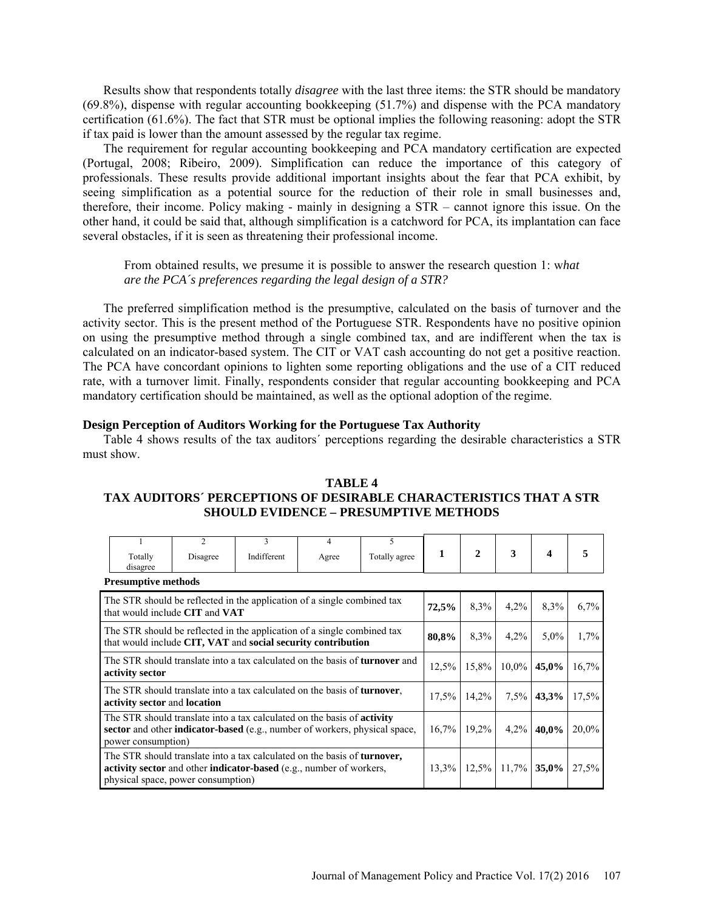Results show that respondents totally *disagree* with the last three items: the STR should be mandatory (69.8%), dispense with regular accounting bookkeeping (51.7%) and dispense with the PCA mandatory certification (61.6%). The fact that STR must be optional implies the following reasoning: adopt the STR if tax paid is lower than the amount assessed by the regular tax regime.

The requirement for regular accounting bookkeeping and PCA mandatory certification are expected (Portugal, 2008; Ribeiro, 2009). Simplification can reduce the importance of this category of professionals. These results provide additional important insights about the fear that PCA exhibit, by seeing simplification as a potential source for the reduction of their role in small businesses and, therefore, their income. Policy making - mainly in designing a STR – cannot ignore this issue. On the other hand, it could be said that, although simplification is a catchword for PCA, its implantation can face several obstacles, if it is seen as threatening their professional income.

> From obtained results, we presume it is possible to answer the research question 1: w*hat are the PCA´s preferences regarding the legal design of a STR?*

The preferred simplification method is the presumptive, calculated on the basis of turnover and the activity sector. This is the present method of the Portuguese STR. Respondents have no positive opinion on using the presumptive method through a single combined tax, and are indifferent when the tax is calculated on an indicator-based system. The CIT or VAT cash accounting do not get a positive reaction. The PCA have concordant opinions to lighten some reporting obligations and the use of a CIT reduced rate, with a turnover limit. Finally, respondents consider that regular accounting bookkeeping and PCA mandatory certification should be maintained, as well as the optional adoption of the regime.

### Design Perception of Auditors Working for the Portuguese Tax Authority

Table 4 shows results of the tax auditors´ perceptions regarding the desirable characteristics a STR must show.

**TABLE 4**
**TAX AUDITORS´ PERCEPTIONS OF DESIRABLE CHARACTERISTICS THAT A STR SHOULD EVIDENCE – PRESUMPTIVE METHODS**

1 = Totally disagree; 2 = Disagree; 3 = Indifferent; 4 = Agree; 5 = Totally agree

| Presumptive methods | 1 | 2 | 3 | 4 | 5 |
|---|---|---|---|---|---|
| The STR should be reflected in the application of a single combined tax that would include **CIT** and **VAT** | **72,5%** | 8,3% | 4,2% | 8,3% | 6,7% |
| The STR should be reflected in the application of a single combined tax that would include **CIT, VAT** and **social security contribution** | **80,8%** | 8,3% | 4,2% | 5,0% | 1,7% |
| The STR should translate into a tax calculated on the basis of **turnover** and **activity sector** | 12,5% | 15,8% | 10,0% | **45,0%** | 16,7% |
| The STR should translate into a tax calculated on the basis of **turnover**, **activity sector** and **location** | 17,5% | 14,2% | 7,5% | **43,3%** | 17,5% |
| The STR should translate into a tax calculated on the basis of **activity sector** and other **indicator-based** (e.g., number of workers, physical space, power consumption) | 16,7% | 19,2% | 4,2% | **40,0%** | 20,0% |
| The STR should translate into a tax calculated on the basis of **turnover, activity sector** and other **indicator-based** (e.g., number of workers, physical space, power consumption) | 13,3% | 12,5% | 11,7% | **35,0%** | 27,5% |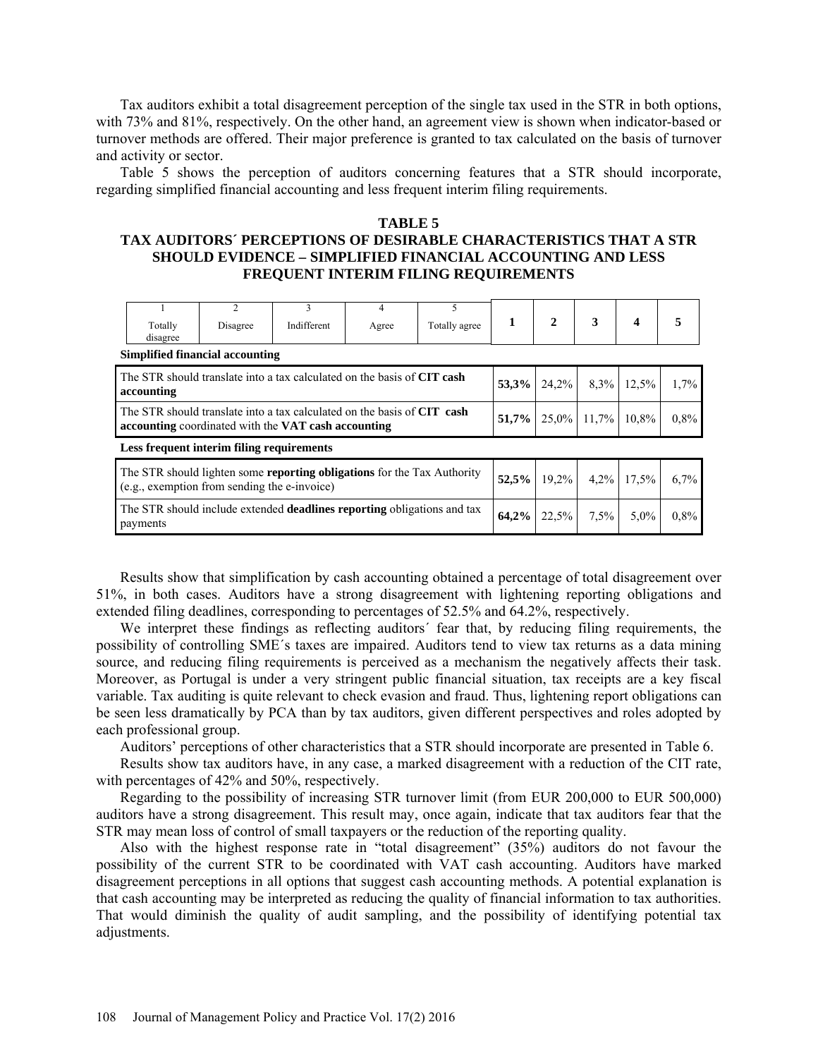Tax auditors exhibit a total disagreement perception of the single tax used in the STR in both options, with 73% and 81%, respectively. On the other hand, an agreement view is shown when indicator-based or turnover methods are offered. Their major preference is granted to tax calculated on the basis of turnover and activity or sector.

Table 5 shows the perception of auditors concerning features that a STR should incorporate, regarding simplified financial accounting and less frequent interim filing requirements.

**TABLE 5**
**TAX AUDITORS´ PERCEPTIONS OF DESIRABLE CHARACTERISTICS THAT A STR SHOULD EVIDENCE – SIMPLIFIED FINANCIAL ACCOUNTING AND LESS FREQUENT INTERIM FILING REQUIREMENTS**

| 1 Totally disagree | 2 Disagree | 3 Indifferent | 4 Agree | 5 Totally agree |
|---|---|---|---|---|

| | 1 | 2 | 3 | 4 | 5 |
|---|---|---|---|---|---|
| **Simplified financial accounting** | | | | | |
| The STR should translate into a tax calculated on the basis of **CIT cash accounting** | **53,3%** | 24,2% | 8,3% | 12,5% | 1,7% |
| The STR should translate into a tax calculated on the basis of **CIT cash accounting** coordinated with the **VAT cash accounting** | **51,7%** | 25,0% | 11,7% | 10,8% | 0,8% |
| **Less frequent interim filing requirements** | | | | | |
| The STR should lighten some **reporting obligations** for the Tax Authority (e.g., exemption from sending the e-invoice) | **52,5%** | 19,2% | 4,2% | 17,5% | 6,7% |
| The STR should include extended **deadlines reporting** obligations and tax payments | **64,2%** | 22,5% | 7,5% | 5,0% | 0,8% |

Results show that simplification by cash accounting obtained a percentage of total disagreement over 51%, in both cases. Auditors have a strong disagreement with lightening reporting obligations and extended filing deadlines, corresponding to percentages of 52.5% and 64.2%, respectively.

We interpret these findings as reflecting auditors´ fear that, by reducing filing requirements, the possibility of controlling SME´s taxes are impaired. Auditors tend to view tax returns as a data mining source, and reducing filing requirements is perceived as a mechanism the negatively affects their task. Moreover, as Portugal is under a very stringent public financial situation, tax receipts are a key fiscal variable. Tax auditing is quite relevant to check evasion and fraud. Thus, lightening report obligations can be seen less dramatically by PCA than by tax auditors, given different perspectives and roles adopted by each professional group.

Auditors' perceptions of other characteristics that a STR should incorporate are presented in Table 6.

Results show tax auditors have, in any case, a marked disagreement with a reduction of the CIT rate, with percentages of 42% and 50%, respectively.

Regarding to the possibility of increasing STR turnover limit (from EUR 200,000 to EUR 500,000) auditors have a strong disagreement. This result may, once again, indicate that tax auditors fear that the STR may mean loss of control of small taxpayers or the reduction of the reporting quality.

Also with the highest response rate in "total disagreement" (35%) auditors do not favour the possibility of the current STR to be coordinated with VAT cash accounting. Auditors have marked disagreement perceptions in all options that suggest cash accounting methods. A potential explanation is that cash accounting may be interpreted as reducing the quality of financial information to tax authorities. That would diminish the quality of audit sampling, and the possibility of identifying potential tax adjustments.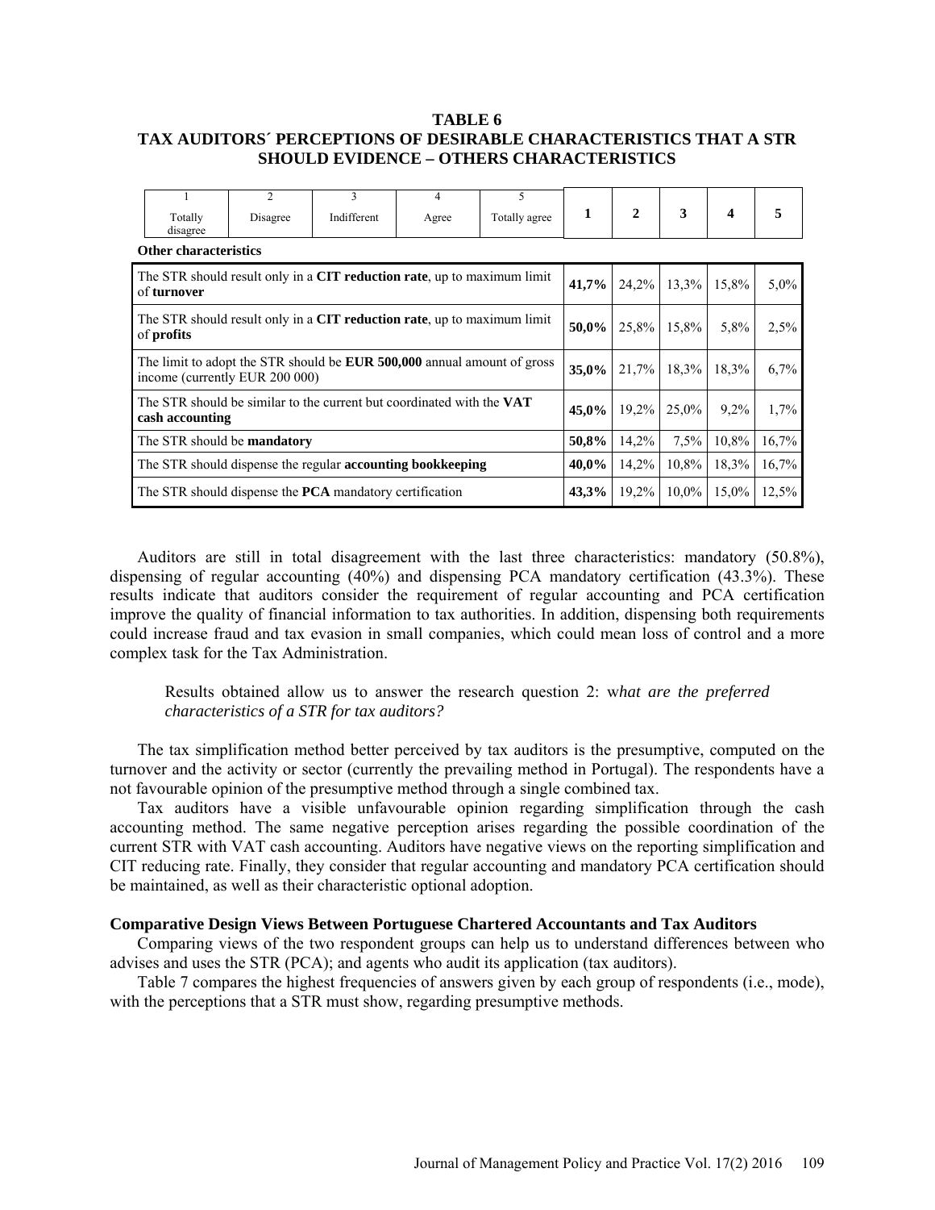**TABLE 6**
**TAX AUDITORS´ PERCEPTIONS OF DESIRABLE CHARACTERISTICS THAT A STR SHOULD EVIDENCE – OTHERS CHARACTERISTICS**

| 1 Totally disagree · 2 Disagree · 3 Indifferent · 4 Agree · 5 Totally agree | **1** | **2** | **3** | **4** | **5** |
|---|---|---|---|---|---|
| **Other characteristics** | | | | | |
| The STR should result only in a **CIT reduction rate**, up to maximum limit of **turnover** | **41,7%** | 24,2% | 13,3% | 15,8% | 5,0% |
| The STR should result only in a **CIT reduction rate**, up to maximum limit of **profits** | **50,0%** | 25,8% | 15,8% | 5,8% | 2,5% |
| The limit to adopt the STR should be **EUR 500,000** annual amount of gross income (currently EUR 200 000) | **35,0%** | 21,7% | 18,3% | 18,3% | 6,7% |
| The STR should be similar to the current but coordinated with the **VAT cash accounting** | **45,0%** | 19,2% | 25,0% | 9,2% | 1,7% |
| The STR should be **mandatory** | **50,8%** | 14,2% | 7,5% | 10,8% | 16,7% |
| The STR should dispense the regular **accounting bookkeeping** | **40,0%** | 14,2% | 10,8% | 18,3% | 16,7% |
| The STR should dispense the **PCA** mandatory certification | **43,3%** | 19,2% | 10,0% | 15,0% | 12,5% |

Auditors are still in total disagreement with the last three characteristics: mandatory (50.8%), dispensing of regular accounting (40%) and dispensing PCA mandatory certification (43.3%). These results indicate that auditors consider the requirement of regular accounting and PCA certification improve the quality of financial information to tax authorities. In addition, dispensing both requirements could increase fraud and tax evasion in small companies, which could mean loss of control and a more complex task for the Tax Administration.

> Results obtained allow us to answer the research question 2: w*hat are the preferred characteristics of a STR for tax auditors?*

The tax simplification method better perceived by tax auditors is the presumptive, computed on the turnover and the activity or sector (currently the prevailing method in Portugal). The respondents have a not favourable opinion of the presumptive method through a single combined tax.

Tax auditors have a visible unfavourable opinion regarding simplification through the cash accounting method. The same negative perception arises regarding the possible coordination of the current STR with VAT cash accounting. Auditors have negative views on the reporting simplification and CIT reducing rate. Finally, they consider that regular accounting and mandatory PCA certification should be maintained, as well as their characteristic optional adoption.

### Comparative Design Views Between Portuguese Chartered Accountants and Tax Auditors

Comparing views of the two respondent groups can help us to understand differences between who advises and uses the STR (PCA); and agents who audit its application (tax auditors).

Table 7 compares the highest frequencies of answers given by each group of respondents (i.e., mode), with the perceptions that a STR must show, regarding presumptive methods.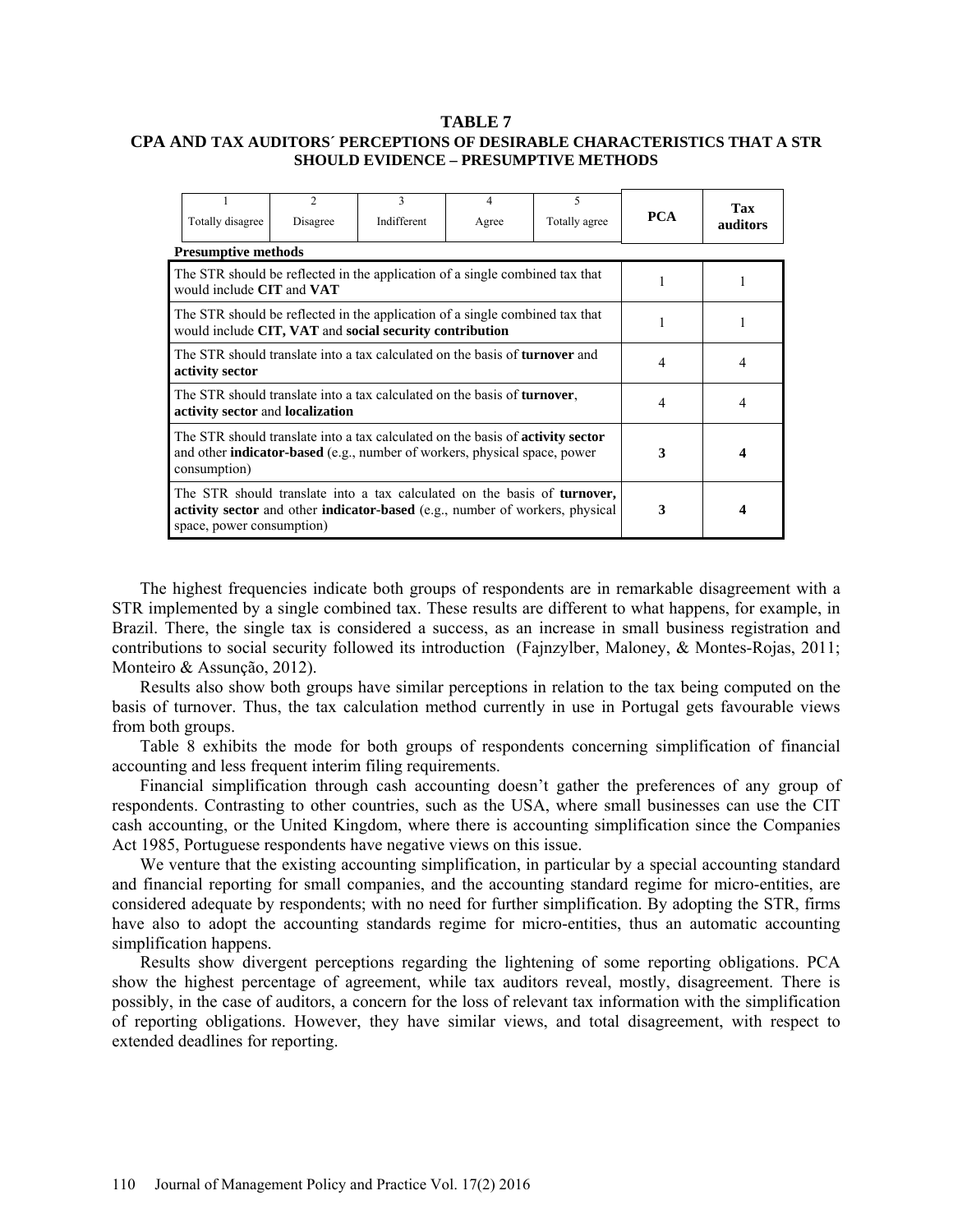**TABLE 7**
**CPA AND TAX AUDITORS´ PERCEPTIONS OF DESIRABLE CHARACTERISTICS THAT A STR SHOULD EVIDENCE – PRESUMPTIVE METHODS**

| 1 Totally disagree | 2 Disagree | 3 Indifferent | 4 Agree | 5 Totally agree | **PCA** | **Tax auditors** |
|---|---|---|---|---|---|---|

| **Presumptive methods** | | |
|---|---|---|
| The STR should be reflected in the application of a single combined tax that would include **CIT** and **VAT** | 1 | 1 |
| The STR should be reflected in the application of a single combined tax that would include **CIT, VAT** and **social security contribution** | 1 | 1 |
| The STR should translate into a tax calculated on the basis of **turnover** and **activity sector** | 4 | 4 |
| The STR should translate into a tax calculated on the basis of **turnover**, **activity sector** and **localization** | 4 | 4 |
| The STR should translate into a tax calculated on the basis of **activity sector** and other **indicator-based** (e.g., number of workers, physical space, power consumption) | **3** | **4** |
| The STR should translate into a tax calculated on the basis of **turnover, activity sector** and other **indicator-based** (e.g., number of workers, physical space, power consumption) | **3** | **4** |

The highest frequencies indicate both groups of respondents are in remarkable disagreement with a STR implemented by a single combined tax. These results are different to what happens, for example, in Brazil. There, the single tax is considered a success, as an increase in small business registration and contributions to social security followed its introduction (Fajnzylber, Maloney, & Montes-Rojas, 2011; Monteiro & Assunção, 2012).

Results also show both groups have similar perceptions in relation to the tax being computed on the basis of turnover. Thus, the tax calculation method currently in use in Portugal gets favourable views from both groups.

Table 8 exhibits the mode for both groups of respondents concerning simplification of financial accounting and less frequent interim filing requirements.

Financial simplification through cash accounting doesn't gather the preferences of any group of respondents. Contrasting to other countries, such as the USA, where small businesses can use the CIT cash accounting, or the United Kingdom, where there is accounting simplification since the Companies Act 1985, Portuguese respondents have negative views on this issue.

We venture that the existing accounting simplification, in particular by a special accounting standard and financial reporting for small companies, and the accounting standard regime for micro-entities, are considered adequate by respondents; with no need for further simplification. By adopting the STR, firms have also to adopt the accounting standards regime for micro-entities, thus an automatic accounting simplification happens.

Results show divergent perceptions regarding the lightening of some reporting obligations. PCA show the highest percentage of agreement, while tax auditors reveal, mostly, disagreement. There is possibly, in the case of auditors, a concern for the loss of relevant tax information with the simplification of reporting obligations. However, they have similar views, and total disagreement, with respect to extended deadlines for reporting.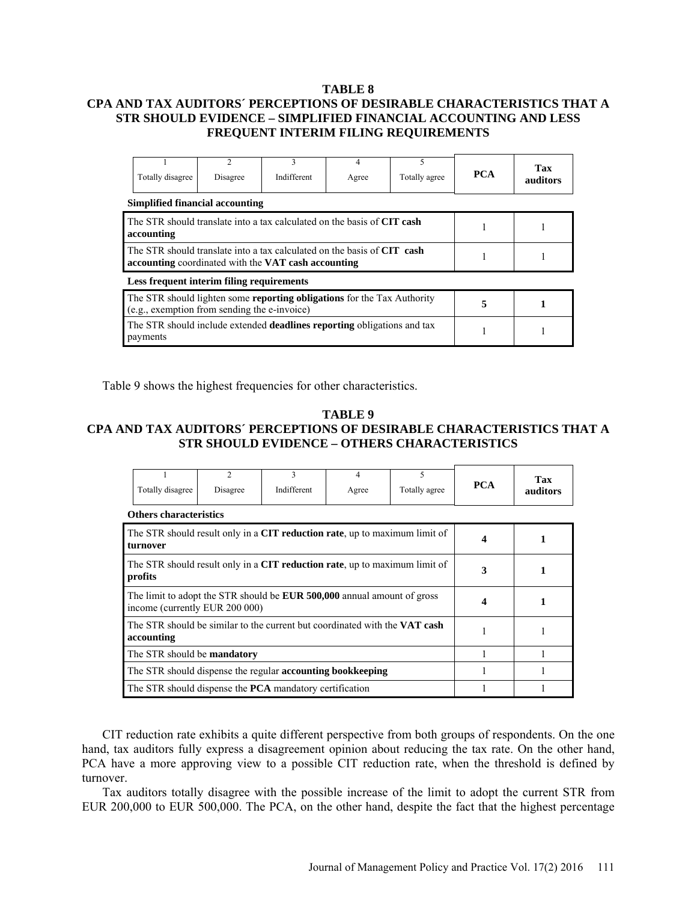**TABLE 8**

**CPA AND TAX AUDITORS´ PERCEPTIONS OF DESIRABLE CHARACTERISTICS THAT A STR SHOULD EVIDENCE – SIMPLIFIED FINANCIAL ACCOUNTING AND LESS FREQUENT INTERIM FILING REQUIREMENTS**

| 1 Totally disagree | 2 Disagree | 3 Indifferent | 4 Agree | 5 Totally agree | **PCA** | **Tax auditors** |
|---|---|---|---|---|---|---|
| **Simplified financial accounting** | | | | | | |
| The STR should translate into a tax calculated on the basis of **CIT cash accounting** | | | | | 1 | 1 |
| The STR should translate into a tax calculated on the basis of **CIT cash accounting** coordinated with the **VAT cash accounting** | | | | | 1 | 1 |
| **Less frequent interim filing requirements** | | | | | | |
| The STR should lighten some **reporting obligations** for the Tax Authority (e.g., exemption from sending the e-invoice) | | | | | **5** | **1** |
| The STR should include extended **deadlines reporting** obligations and tax payments | | | | | 1 | 1 |

Table 9 shows the highest frequencies for other characteristics.

**TABLE 9**

**CPA AND TAX AUDITORS´ PERCEPTIONS OF DESIRABLE CHARACTERISTICS THAT A STR SHOULD EVIDENCE – OTHERS CHARACTERISTICS**

| 1 Totally disagree | 2 Disagree | 3 Indifferent | 4 Agree | 5 Totally agree | **PCA** | **Tax auditors** |
|---|---|---|---|---|---|---|
| **Others characteristics** | | | | | | |
| The STR should result only in a **CIT reduction rate**, up to maximum limit of **turnover** | | | | | **4** | **1** |
| The STR should result only in a **CIT reduction rate**, up to maximum limit of **profits** | | | | | **3** | **1** |
| The limit to adopt the STR should be **EUR 500,000** annual amount of gross income (currently EUR 200 000) | | | | | **4** | **1** |
| The STR should be similar to the current but coordinated with the **VAT cash accounting** | | | | | 1 | 1 |
| The STR should be **mandatory** | | | | | 1 | 1 |
| The STR should dispense the regular **accounting bookkeeping** | | | | | 1 | 1 |
| The STR should dispense the **PCA** mandatory certification | | | | | 1 | 1 |

CIT reduction rate exhibits a quite different perspective from both groups of respondents. On the one hand, tax auditors fully express a disagreement opinion about reducing the tax rate. On the other hand, PCA have a more approving view to a possible CIT reduction rate, when the threshold is defined by turnover.

Tax auditors totally disagree with the possible increase of the limit to adopt the current STR from EUR 200,000 to EUR 500,000. The PCA, on the other hand, despite the fact that the highest percentage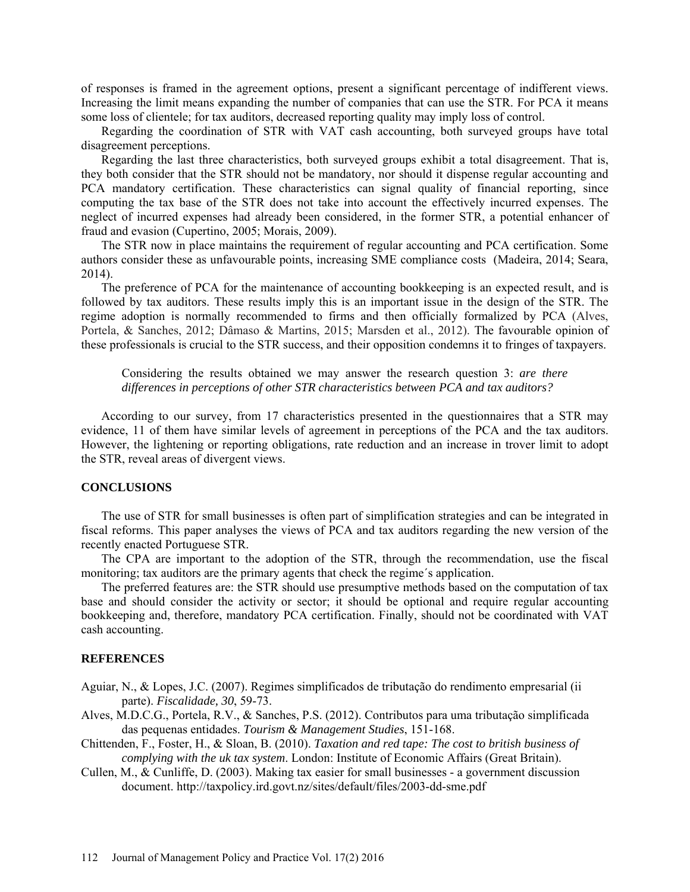of responses is framed in the agreement options, present a significant percentage of indifferent views. Increasing the limit means expanding the number of companies that can use the STR. For PCA it means some loss of clientele; for tax auditors, decreased reporting quality may imply loss of control.

Regarding the coordination of STR with VAT cash accounting, both surveyed groups have total disagreement perceptions.

Regarding the last three characteristics, both surveyed groups exhibit a total disagreement. That is, they both consider that the STR should not be mandatory, nor should it dispense regular accounting and PCA mandatory certification. These characteristics can signal quality of financial reporting, since computing the tax base of the STR does not take into account the effectively incurred expenses. The neglect of incurred expenses had already been considered, in the former STR, a potential enhancer of fraud and evasion (Cupertino, 2005; Morais, 2009).

The STR now in place maintains the requirement of regular accounting and PCA certification. Some authors consider these as unfavourable points, increasing SME compliance costs (Madeira, 2014; Seara, 2014).

The preference of PCA for the maintenance of accounting bookkeeping is an expected result, and is followed by tax auditors. These results imply this is an important issue in the design of the STR. The regime adoption is normally recommended to firms and then officially formalized by PCA (Alves, Portela, & Sanches, 2012; Dâmaso & Martins, 2015; Marsden et al., 2012). The favourable opinion of these professionals is crucial to the STR success, and their opposition condemns it to fringes of taxpayers.

> Considering the results obtained we may answer the research question 3: *are there differences in perceptions of other STR characteristics between PCA and tax auditors?*

According to our survey, from 17 characteristics presented in the questionnaires that a STR may evidence, 11 of them have similar levels of agreement in perceptions of the PCA and the tax auditors. However, the lightening or reporting obligations, rate reduction and an increase in trover limit to adopt the STR, reveal areas of divergent views.

## CONCLUSIONS

The use of STR for small businesses is often part of simplification strategies and can be integrated in fiscal reforms. This paper analyses the views of PCA and tax auditors regarding the new version of the recently enacted Portuguese STR.

The CPA are important to the adoption of the STR, through the recommendation, use the fiscal monitoring; tax auditors are the primary agents that check the regime´s application.

The preferred features are: the STR should use presumptive methods based on the computation of tax base and should consider the activity or sector; it should be optional and require regular accounting bookkeeping and, therefore, mandatory PCA certification. Finally, should not be coordinated with VAT cash accounting.

## REFERENCES

Aguiar, N., & Lopes, J.C. (2007). Regimes simplificados de tributação do rendimento empresarial (ii parte). *Fiscalidade*, *30*, 59-73.

Alves, M.D.C.G., Portela, R.V., & Sanches, P.S. (2012). Contributos para uma tributação simplificada das pequenas entidades. *Tourism & Management Studies*, 151-168.

Chittenden, F., Foster, H., & Sloan, B. (2010). *Taxation and red tape: The cost to british business of complying with the uk tax system*. London: Institute of Economic Affairs (Great Britain).

Cullen, M., & Cunliffe, D. (2003). Making tax easier for small businesses - a government discussion document. http://taxpolicy.ird.govt.nz/sites/default/files/2003-dd-sme.pdf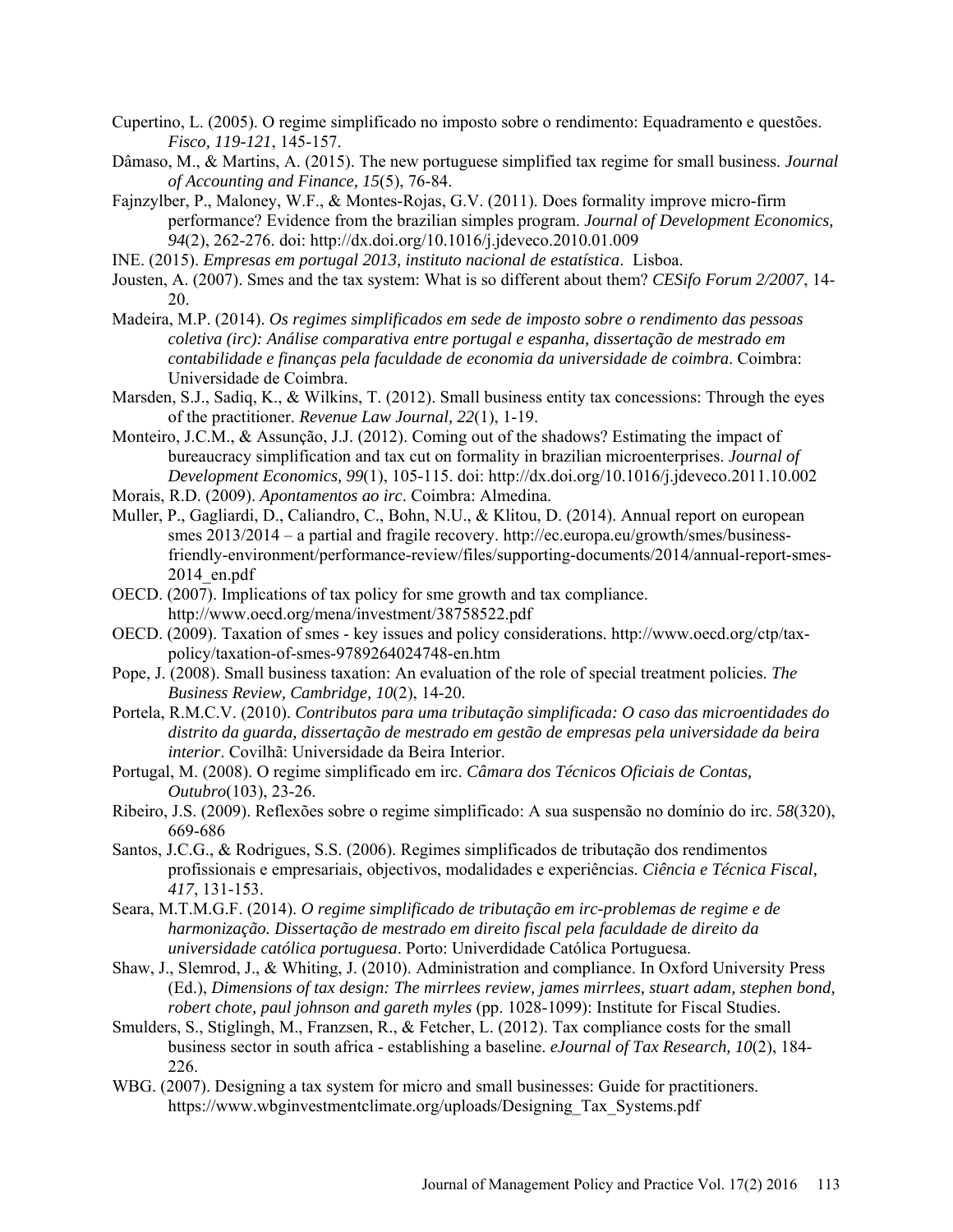Cupertino, L. (2005). O regime simplificado no imposto sobre o rendimento: Equadramento e questões. *Fisco, 119-121*, 145-157.

Dâmaso, M., & Martins, A. (2015). The new portuguese simplified tax regime for small business. *Journal of Accounting and Finance, 15*(5), 76-84.

Fajnzylber, P., Maloney, W.F., & Montes-Rojas, G.V. (2011). Does formality improve micro-firm performance? Evidence from the brazilian simples program. *Journal of Development Economics, 94*(2), 262-276. doi: http://dx.doi.org/10.1016/j.jdeveco.2010.01.009

INE. (2015). *Empresas em portugal 2013, instituto nacional de estatística*. Lisboa.

Jousten, A. (2007). Smes and the tax system: What is so different about them? *CESifo Forum 2/2007*, 14-20.

Madeira, M.P. (2014). *Os regimes simplificados em sede de imposto sobre o rendimento das pessoas coletiva (irc): Análise comparativa entre portugal e espanha, dissertação de mestrado em contabilidade e finanças pela faculdade de economia da universidade de coimbra*. Coimbra: Universidade de Coimbra.

Marsden, S.J., Sadiq, K., & Wilkins, T. (2012). Small business entity tax concessions: Through the eyes of the practitioner. *Revenue Law Journal, 22*(1), 1-19.

Monteiro, J.C.M., & Assunção, J.J. (2012). Coming out of the shadows? Estimating the impact of bureaucracy simplification and tax cut on formality in brazilian microenterprises. *Journal of Development Economics, 99*(1), 105-115. doi: http://dx.doi.org/10.1016/j.jdeveco.2011.10.002

Morais, R.D. (2009). *Apontamentos ao irc*. Coimbra: Almedina.

Muller, P., Gagliardi, D., Caliandro, C., Bohn, N.U., & Klitou, D. (2014). Annual report on european smes 2013/2014 – a partial and fragile recovery. http://ec.europa.eu/growth/smes/business-friendly-environment/performance-review/files/supporting-documents/2014/annual-report-smes-2014_en.pdf

OECD. (2007). Implications of tax policy for sme growth and tax compliance. http://www.oecd.org/mena/investment/38758522.pdf

OECD. (2009). Taxation of smes - key issues and policy considerations. http://www.oecd.org/ctp/tax-policy/taxation-of-smes-9789264024748-en.htm

Pope, J. (2008). Small business taxation: An evaluation of the role of special treatment policies. *The Business Review, Cambridge, 10*(2), 14-20.

Portela, R.M.C.V. (2010). *Contributos para uma tributação simplificada: O caso das microentidades do distrito da guarda, dissertação de mestrado em gestão de empresas pela universidade da beira interior*. Covilhã: Universidade da Beira Interior.

Portugal, M. (2008). O regime simplificado em irc. *Câmara dos Técnicos Oficiais de Contas, Outubro*(103), 23-26.

Ribeiro, J.S. (2009). Reflexões sobre o regime simplificado: A sua suspensão no domínio do irc. *58*(320), 669-686

Santos, J.C.G., & Rodrigues, S.S. (2006). Regimes simplificados de tributação dos rendimentos profissionais e empresariais, objectivos, modalidades e experiências. *Ciência e Técnica Fiscal*, *417*, 131-153.

Seara, M.T.M.G.F. (2014). *O regime simplificado de tributação em irc-problemas de regime e de harmonização. Dissertação de mestrado em direito fiscal pela faculdade de direito da universidade católica portuguesa*. Porto: Univerdidade Católica Portuguesa.

Shaw, J., Slemrod, J., & Whiting, J. (2010). Administration and compliance. In Oxford University Press (Ed.), *Dimensions of tax design: The mirrlees review, james mirrlees, stuart adam, stephen bond, robert chote, paul johnson and gareth myles* (pp. 1028-1099): Institute for Fiscal Studies.

Smulders, S., Stiglingh, M., Franzsen, R., & Fetcher, L. (2012). Tax compliance costs for the small business sector in south africa - establishing a baseline. *eJournal of Tax Research, 10*(2), 184-226.

WBG. (2007). Designing a tax system for micro and small businesses: Guide for practitioners. https://www.wbginvestmentclimate.org/uploads/Designing_Tax_Systems.pdf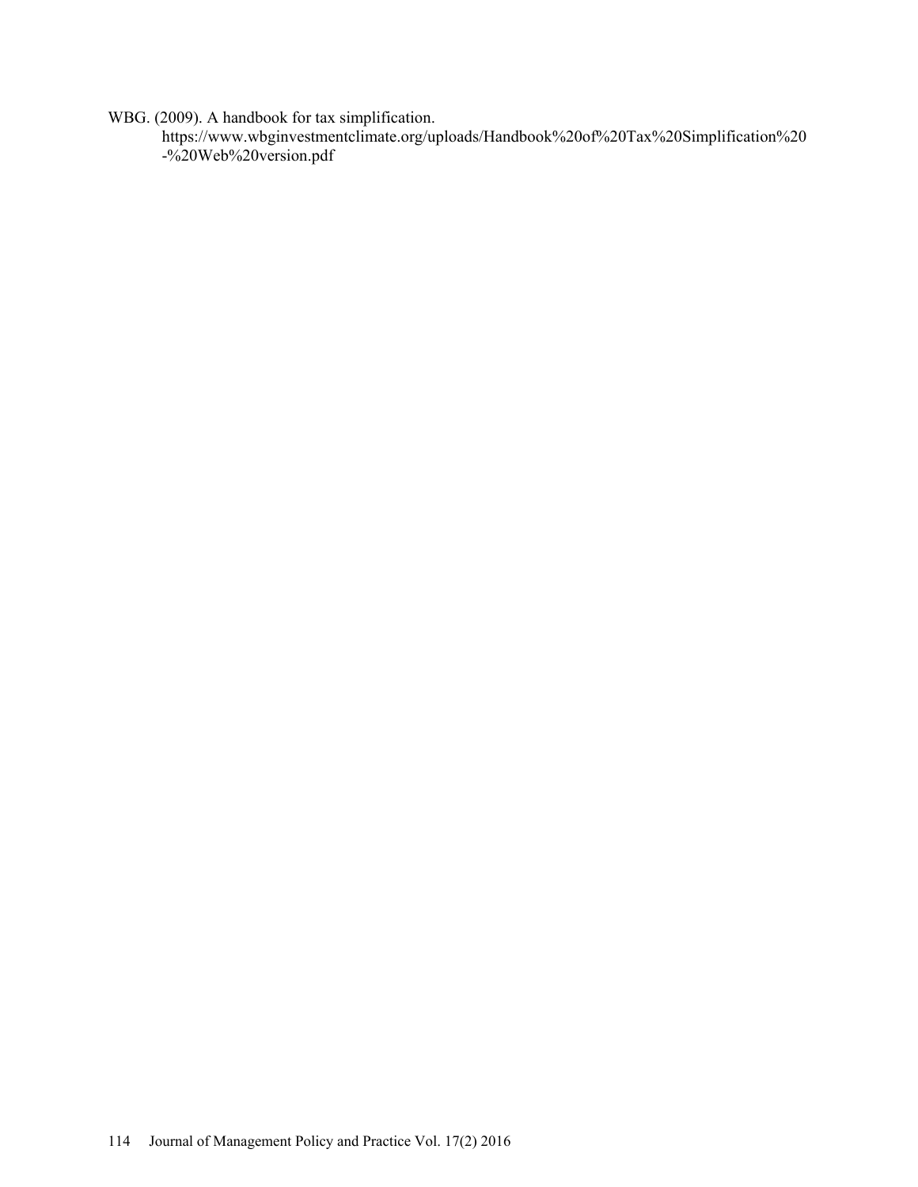WBG. (2009). A handbook for tax simplification. https://www.wbginvestmentclimate.org/uploads/Handbook%20of%20Tax%20Simplification%20-%20Web%20version.pdf